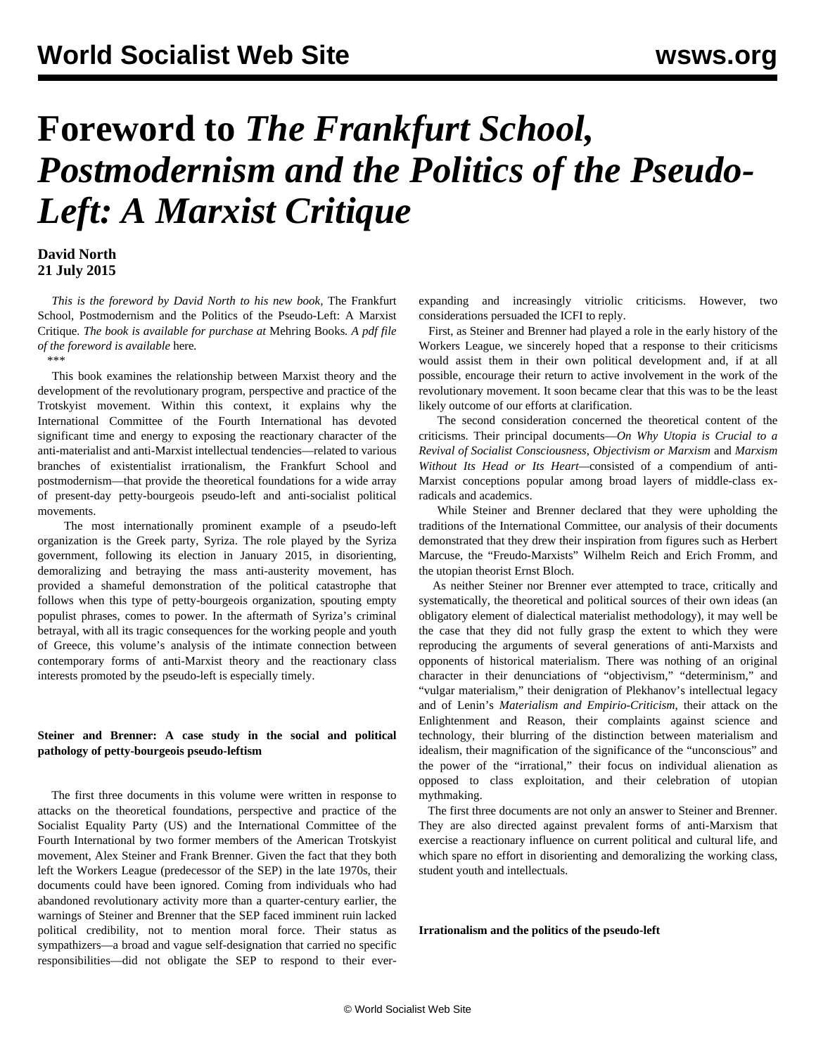# Foreword to *The Frankfurt School, Postmodernism and the Politics of the Pseudo-Left: A Marxist Critique*

**David North**
**21 July 2015**

*This is the foreword by David North to his new book,* The Frankfurt School, Postmodernism and the Politics of the Pseudo-Left: A Marxist Critique. *The book is available for purchase at* Mehring Books*. A pdf file of the foreword is available* here*.*

***

This book examines the relationship between Marxist theory and the development of the revolutionary program, perspective and practice of the Trotskyist movement. Within this context, it explains why the International Committee of the Fourth International has devoted significant time and energy to exposing the reactionary character of the anti-materialist and anti-Marxist intellectual tendencies—related to various branches of existentialist irrationalism, the Frankfurt School and postmodernism—that provide the theoretical foundations for a wide array of present-day petty-bourgeois pseudo-left and anti-socialist political movements.

The most internationally prominent example of a pseudo-left organization is the Greek party, Syriza. The role played by the Syriza government, following its election in January 2015, in disorienting, demoralizing and betraying the mass anti-austerity movement, has provided a shameful demonstration of the political catastrophe that follows when this type of petty-bourgeois organization, spouting empty populist phrases, comes to power. In the aftermath of Syriza's criminal betrayal, with all its tragic consequences for the working people and youth of Greece, this volume's analysis of the intimate connection between contemporary forms of anti-Marxist theory and the reactionary class interests promoted by the pseudo-left is especially timely.

### Steiner and Brenner: A case study in the social and political pathology of petty-bourgeois pseudo-leftism

The first three documents in this volume were written in response to attacks on the theoretical foundations, perspective and practice of the Socialist Equality Party (US) and the International Committee of the Fourth International by two former members of the American Trotskyist movement, Alex Steiner and Frank Brenner. Given the fact that they both left the Workers League (predecessor of the SEP) in the late 1970s, their documents could have been ignored. Coming from individuals who had abandoned revolutionary activity more than a quarter-century earlier, the warnings of Steiner and Brenner that the SEP faced imminent ruin lacked political credibility, not to mention moral force. Their status as sympathizers—a broad and vague self-designation that carried no specific responsibilities—did not obligate the SEP to respond to their ever-expanding and increasingly vitriolic criticisms. However, two considerations persuaded the ICFI to reply.

First, as Steiner and Brenner had played a role in the early history of the Workers League, we sincerely hoped that a response to their criticisms would assist them in their own political development and, if at all possible, encourage their return to active involvement in the work of the revolutionary movement. It soon became clear that this was to be the least likely outcome of our efforts at clarification.

The second consideration concerned the theoretical content of the criticisms. Their principal documents—*On Why Utopia is Crucial to a Revival of Socialist Consciousness*, *Objectivism or Marxism* and *Marxism Without Its Head or Its Heart*—consisted of a compendium of anti-Marxist conceptions popular among broad layers of middle-class ex-radicals and academics.

While Steiner and Brenner declared that they were upholding the traditions of the International Committee, our analysis of their documents demonstrated that they drew their inspiration from figures such as Herbert Marcuse, the "Freudo-Marxists" Wilhelm Reich and Erich Fromm, and the utopian theorist Ernst Bloch.

As neither Steiner nor Brenner ever attempted to trace, critically and systematically, the theoretical and political sources of their own ideas (an obligatory element of dialectical materialist methodology), it may well be the case that they did not fully grasp the extent to which they were reproducing the arguments of several generations of anti-Marxists and opponents of historical materialism. There was nothing of an original character in their denunciations of "objectivism," "determinism," and "vulgar materialism," their denigration of Plekhanov's intellectual legacy and of Lenin's *Materialism and Empirio-Criticism*, their attack on the Enlightenment and Reason, their complaints against science and technology, their blurring of the distinction between materialism and idealism, their magnification of the significance of the "unconscious" and the power of the "irrational," their focus on individual alienation as opposed to class exploitation, and their celebration of utopian mythmaking.

The first three documents are not only an answer to Steiner and Brenner. They are also directed against prevalent forms of anti-Marxism that exercise a reactionary influence on current political and cultural life, and which spare no effort in disorienting and demoralizing the working class, student youth and intellectuals.

### Irrationalism and the politics of the pseudo-left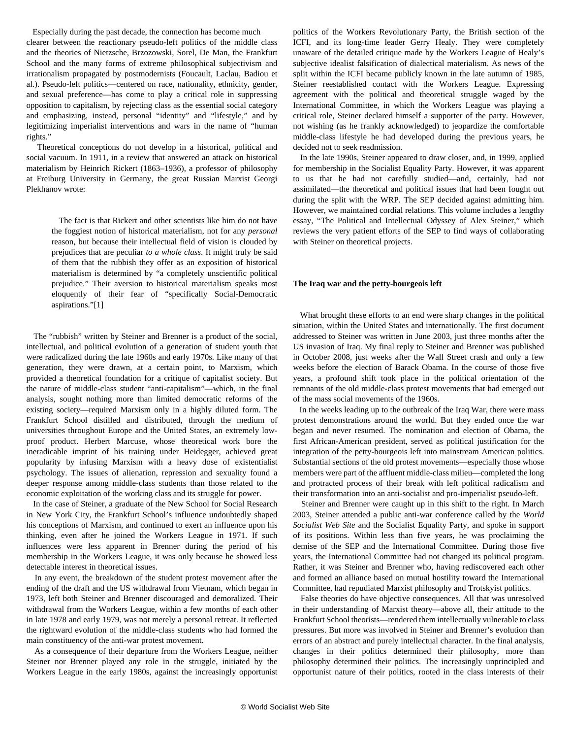Especially during the past decade, the connection has become much clearer between the reactionary pseudo-left politics of the middle class and the theories of Nietzsche, Brzozowski, Sorel, De Man, the Frankfurt School and the many forms of extreme philosophical subjectivism and irrationalism propagated by postmodernists (Foucault, Laclau, Badiou et al.). Pseudo-left politics—centered on race, nationality, ethnicity, gender, and sexual preference—has come to play a critical role in suppressing opposition to capitalism, by rejecting class as the essential social category and emphasizing, instead, personal "identity" and "lifestyle," and by legitimizing imperialist interventions and wars in the name of "human rights."

Theoretical conceptions do not develop in a historical, political and social vacuum. In 1911, in a review that answered an attack on historical materialism by Heinrich Rickert (1863–1936), a professor of philosophy at Freiburg University in Germany, the great Russian Marxist Georgi Plekhanov wrote:

> The fact is that Rickert and other scientists like him do not have the foggiest notion of historical materialism, not for any *personal* reason, but because their intellectual field of vision is clouded by prejudices that are peculiar *to a whole class*. It might truly be said of them that the rubbish they offer as an exposition of historical materialism is determined by "a completely unscientific political prejudice." Their aversion to historical materialism speaks most eloquently of their fear of "specifically Social-Democratic aspirations."[1]

The "rubbish" written by Steiner and Brenner is a product of the social, intellectual, and political evolution of a generation of student youth that were radicalized during the late 1960s and early 1970s. Like many of that generation, they were drawn, at a certain point, to Marxism, which provided a theoretical foundation for a critique of capitalist society. But the nature of middle-class student "anti-capitalism"—which, in the final analysis, sought nothing more than limited democratic reforms of the existing society—required Marxism only in a highly diluted form. The Frankfurt School distilled and distributed, through the medium of universities throughout Europe and the United States, an extremely low-proof product. Herbert Marcuse, whose theoretical work bore the ineradicable imprint of his training under Heidegger, achieved great popularity by infusing Marxism with a heavy dose of existentialist psychology. The issues of alienation, repression and sexuality found a deeper response among middle-class students than those related to the economic exploitation of the working class and its struggle for power.

In the case of Steiner, a graduate of the New School for Social Research in New York City, the Frankfurt School's influence undoubtedly shaped his conceptions of Marxism, and continued to exert an influence upon his thinking, even after he joined the Workers League in 1971. If such influences were less apparent in Brenner during the period of his membership in the Workers League, it was only because he showed less detectable interest in theoretical issues.

In any event, the breakdown of the student protest movement after the ending of the draft and the US withdrawal from Vietnam, which began in 1973, left both Steiner and Brenner discouraged and demoralized. Their withdrawal from the Workers League, within a few months of each other in late 1978 and early 1979, was not merely a personal retreat. It reflected the rightward evolution of the middle-class students who had formed the main constituency of the anti-war protest movement.

As a consequence of their departure from the Workers League, neither Steiner nor Brenner played any role in the struggle, initiated by the Workers League in the early 1980s, against the increasingly opportunist politics of the Workers Revolutionary Party, the British section of the ICFI, and its long-time leader Gerry Healy. They were completely unaware of the detailed critique made by the Workers League of Healy's subjective idealist falsification of dialectical materialism. As news of the split within the ICFI became publicly known in the late autumn of 1985, Steiner reestablished contact with the Workers League. Expressing agreement with the political and theoretical struggle waged by the International Committee, in which the Workers League was playing a critical role, Steiner declared himself a supporter of the party. However, not wishing (as he frankly acknowledged) to jeopardize the comfortable middle-class lifestyle he had developed during the previous years, he decided not to seek readmission.

In the late 1990s, Steiner appeared to draw closer, and, in 1999, applied for membership in the Socialist Equality Party. However, it was apparent to us that he had not carefully studied—and, certainly, had not assimilated—the theoretical and political issues that had been fought out during the split with the WRP. The SEP decided against admitting him. However, we maintained cordial relations. This volume includes a lengthy essay, "The Political and Intellectual Odyssey of Alex Steiner," which reviews the very patient efforts of the SEP to find ways of collaborating with Steiner on theoretical projects.

**The Iraq war and the petty-bourgeois left**

What brought these efforts to an end were sharp changes in the political situation, within the United States and internationally. The first document addressed to Steiner was written in June 2003, just three months after the US invasion of Iraq. My final reply to Steiner and Brenner was published in October 2008, just weeks after the Wall Street crash and only a few weeks before the election of Barack Obama. In the course of those five years, a profound shift took place in the political orientation of the remnants of the old middle-class protest movements that had emerged out of the mass social movements of the 1960s.

In the weeks leading up to the outbreak of the Iraq War, there were mass protest demonstrations around the world. But they ended once the war began and never resumed. The nomination and election of Obama, the first African-American president, served as political justification for the integration of the petty-bourgeois left into mainstream American politics. Substantial sections of the old protest movements—especially those whose members were part of the affluent middle-class milieu—completed the long and protracted process of their break with left political radicalism and their transformation into an anti-socialist and pro-imperialist pseudo-left.

Steiner and Brenner were caught up in this shift to the right. In March 2003, Steiner attended a public anti-war conference called by the *World Socialist Web Site* and the Socialist Equality Party, and spoke in support of its positions. Within less than five years, he was proclaiming the demise of the SEP and the International Committee. During those five years, the International Committee had not changed its political program. Rather, it was Steiner and Brenner who, having rediscovered each other and formed an alliance based on mutual hostility toward the International Committee, had repudiated Marxist philosophy and Trotskyist politics.

False theories do have objective consequences. All that was unresolved in their understanding of Marxist theory—above all, their attitude to the Frankfurt School theorists—rendered them intellectually vulnerable to class pressures. But more was involved in Steiner and Brenner's evolution than errors of an abstract and purely intellectual character. In the final analysis, changes in their politics determined their philosophy, more than philosophy determined their politics. The increasingly unprincipled and opportunist nature of their politics, rooted in the class interests of their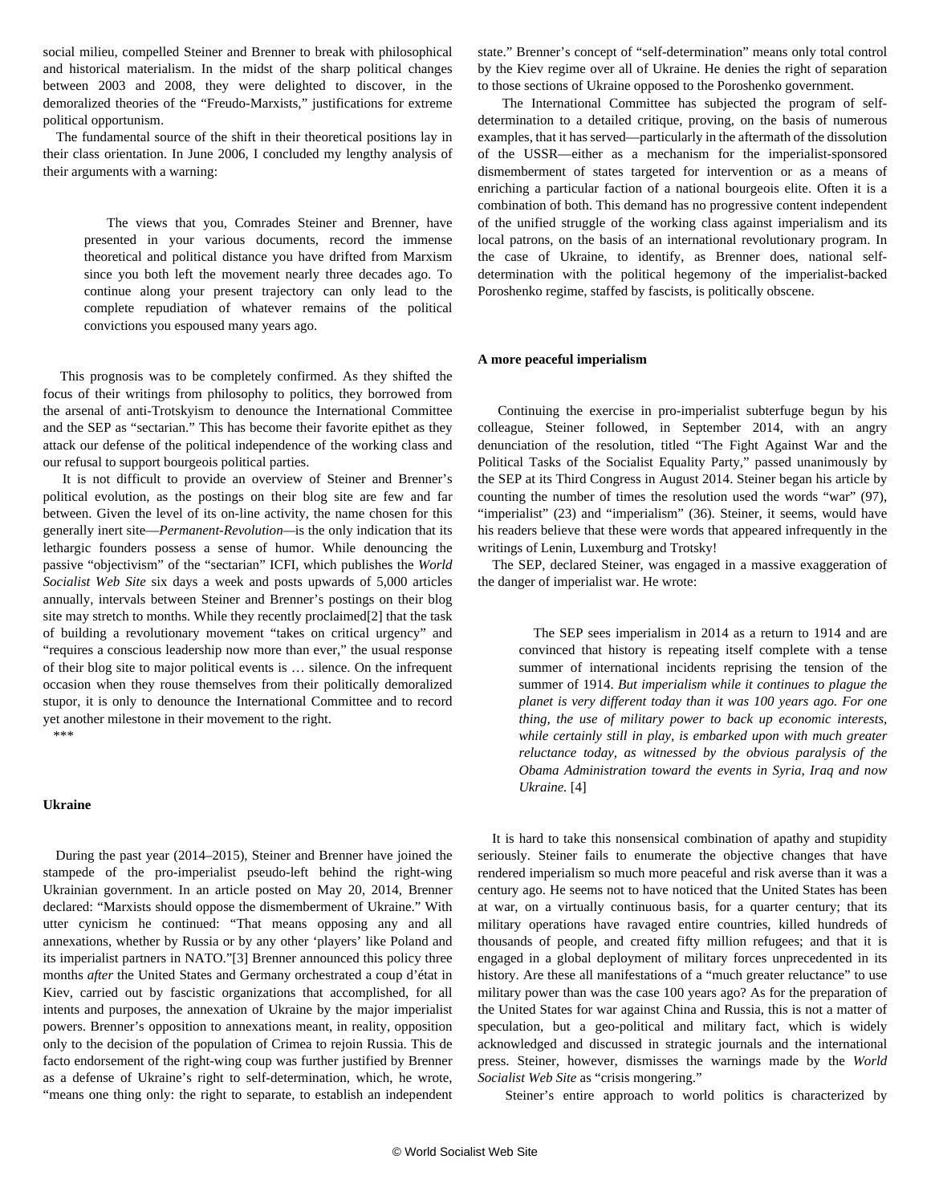social milieu, compelled Steiner and Brenner to break with philosophical and historical materialism. In the midst of the sharp political changes between 2003 and 2008, they were delighted to discover, in the demoralized theories of the "Freudo-Marxists," justifications for extreme political opportunism.

The fundamental source of the shift in their theoretical positions lay in their class orientation. In June 2006, I concluded my lengthy analysis of their arguments with a warning:

> The views that you, Comrades Steiner and Brenner, have presented in your various documents, record the immense theoretical and political distance you have drifted from Marxism since you both left the movement nearly three decades ago. To continue along your present trajectory can only lead to the complete repudiation of whatever remains of the political convictions you espoused many years ago.

This prognosis was to be completely confirmed. As they shifted the focus of their writings from philosophy to politics, they borrowed from the arsenal of anti-Trotskyism to denounce the International Committee and the SEP as "sectarian." This has become their favorite epithet as they attack our defense of the political independence of the working class and our refusal to support bourgeois political parties.

It is not difficult to provide an overview of Steiner and Brenner's political evolution, as the postings on their blog site are few and far between. Given the level of its on-line activity, the name chosen for this generally inert site—*Permanent-Revolution*—is the only indication that its lethargic founders possess a sense of humor. While denouncing the passive "objectivism" of the "sectarian" ICFI, which publishes the *World Socialist Web Site* six days a week and posts upwards of 5,000 articles annually, intervals between Steiner and Brenner's postings on their blog site may stretch to months. While they recently proclaimed[2] that the task of building a revolutionary movement "takes on critical urgency" and "requires a conscious leadership now more than ever," the usual response of their blog site to major political events is … silence. On the infrequent occasion when they rouse themselves from their politically demoralized stupor, it is only to denounce the International Committee and to record yet another milestone in their movement to the right.

***

### Ukraine

During the past year (2014–2015), Steiner and Brenner have joined the stampede of the pro-imperialist pseudo-left behind the right-wing Ukrainian government. In an article posted on May 20, 2014, Brenner declared: "Marxists should oppose the dismemberment of Ukraine." With utter cynicism he continued: "That means opposing any and all annexations, whether by Russia or by any other 'players' like Poland and its imperialist partners in NATO."[3] Brenner announced this policy three months *after* the United States and Germany orchestrated a coup d'état in Kiev, carried out by fascistic organizations that accomplished, for all intents and purposes, the annexation of Ukraine by the major imperialist powers. Brenner's opposition to annexations meant, in reality, opposition only to the decision of the population of Crimea to rejoin Russia. This de facto endorsement of the right-wing coup was further justified by Brenner as a defense of Ukraine's right to self-determination, which, he wrote, "means one thing only: the right to separate, to establish an independent state." Brenner's concept of "self-determination" means only total control by the Kiev regime over all of Ukraine. He denies the right of separation to those sections of Ukraine opposed to the Poroshenko government.

The International Committee has subjected the program of self-determination to a detailed critique, proving, on the basis of numerous examples, that it has served—particularly in the aftermath of the dissolution of the USSR—either as a mechanism for the imperialist-sponsored dismemberment of states targeted for intervention or as a means of enriching a particular faction of a national bourgeois elite. Often it is a combination of both. This demand has no progressive content independent of the unified struggle of the working class against imperialism and its local patrons, on the basis of an international revolutionary program. In the case of Ukraine, to identify, as Brenner does, national self-determination with the political hegemony of the imperialist-backed Poroshenko regime, staffed by fascists, is politically obscene.

### A more peaceful imperialism

Continuing the exercise in pro-imperialist subterfuge begun by his colleague, Steiner followed, in September 2014, with an angry denunciation of the resolution, titled "The Fight Against War and the Political Tasks of the Socialist Equality Party," passed unanimously by the SEP at its Third Congress in August 2014. Steiner began his article by counting the number of times the resolution used the words "war" (97), "imperialist" (23) and "imperialism" (36). Steiner, it seems, would have his readers believe that these were words that appeared infrequently in the writings of Lenin, Luxemburg and Trotsky!

The SEP, declared Steiner, was engaged in a massive exaggeration of the danger of imperialist war. He wrote:

> The SEP sees imperialism in 2014 as a return to 1914 and are convinced that history is repeating itself complete with a tense summer of international incidents reprising the tension of the summer of 1914. *But imperialism while it continues to plague the planet is very different today than it was 100 years ago. For one thing, the use of military power to back up economic interests, while certainly still in play, is embarked upon with much greater reluctance today, as witnessed by the obvious paralysis of the Obama Administration toward the events in Syria, Iraq and now Ukraine.* [4]

It is hard to take this nonsensical combination of apathy and stupidity seriously. Steiner fails to enumerate the objective changes that have rendered imperialism so much more peaceful and risk averse than it was a century ago. He seems not to have noticed that the United States has been at war, on a virtually continuous basis, for a quarter century; that its military operations have ravaged entire countries, killed hundreds of thousands of people, and created fifty million refugees; and that it is engaged in a global deployment of military forces unprecedented in its history. Are these all manifestations of a "much greater reluctance" to use military power than was the case 100 years ago? As for the preparation of the United States for war against China and Russia, this is not a matter of speculation, but a geo-political and military fact, which is widely acknowledged and discussed in strategic journals and the international press. Steiner, however, dismisses the warnings made by the *World Socialist Web Site* as "crisis mongering."

Steiner's entire approach to world politics is characterized by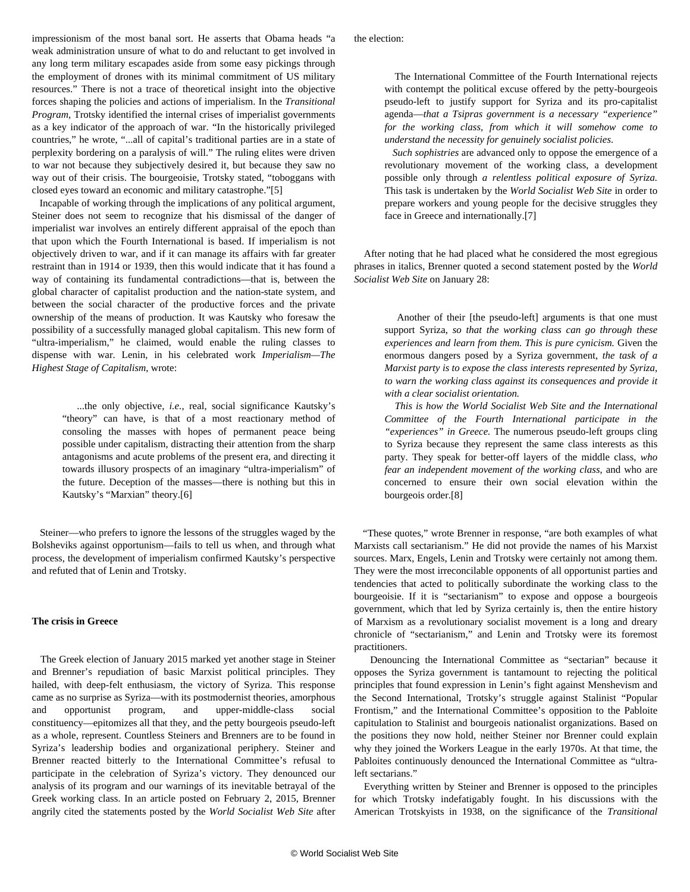impressionism of the most banal sort. He asserts that Obama heads "a weak administration unsure of what to do and reluctant to get involved in any long term military escapades aside from some easy pickings through the employment of drones with its minimal commitment of US military resources." There is not a trace of theoretical insight into the objective forces shaping the policies and actions of imperialism. In the *Transitional Program*, Trotsky identified the internal crises of imperialist governments as a key indicator of the approach of war. "In the historically privileged countries," he wrote, "...all of capital's traditional parties are in a state of perplexity bordering on a paralysis of will." The ruling elites were driven to war not because they subjectively desired it, but because they saw no way out of their crisis. The bourgeoisie, Trotsky stated, "toboggans with closed eyes toward an economic and military catastrophe."[5]

Incapable of working through the implications of any political argument, Steiner does not seem to recognize that his dismissal of the danger of imperialist war involves an entirely different appraisal of the epoch than that upon which the Fourth International is based. If imperialism is not objectively driven to war, and if it can manage its affairs with far greater restraint than in 1914 or 1939, then this would indicate that it has found a way of containing its fundamental contradictions—that is, between the global character of capitalist production and the nation-state system, and between the social character of the productive forces and the private ownership of the means of production. It was Kautsky who foresaw the possibility of a successfully managed global capitalism. This new form of "ultra-imperialism," he claimed, would enable the ruling classes to dispense with war. Lenin, in his celebrated work *Imperialism—The Highest Stage of Capitalism*, wrote:

> ...the only objective, *i.e.*, real, social significance Kautsky's "theory" can have, is that of a most reactionary method of consoling the masses with hopes of permanent peace being possible under capitalism, distracting their attention from the sharp antagonisms and acute problems of the present era, and directing it towards illusory prospects of an imaginary "ultra-imperialism" of the future. Deception of the masses—there is nothing but this in Kautsky's "Marxian" theory.[6]

Steiner—who prefers to ignore the lessons of the struggles waged by the Bolsheviks against opportunism—fails to tell us when, and through what process, the development of imperialism confirmed Kautsky's perspective and refuted that of Lenin and Trotsky.

**The crisis in Greece**

The Greek election of January 2015 marked yet another stage in Steiner and Brenner's repudiation of basic Marxist political principles. They hailed, with deep-felt enthusiasm, the victory of Syriza. This response came as no surprise as Syriza—with its postmodernist theories, amorphous and opportunist program, and upper-middle-class social constituency—epitomizes all that they, and the petty bourgeois pseudo-left as a whole, represent. Countless Steiners and Brenners are to be found in Syriza's leadership bodies and organizational periphery. Steiner and Brenner reacted bitterly to the International Committee's refusal to participate in the celebration of Syriza's victory. They denounced our analysis of its program and our warnings of its inevitable betrayal of the Greek working class. In an article posted on February 2, 2015, Brenner angrily cited the statements posted by the *World Socialist Web Site* after the election:

> The International Committee of the Fourth International rejects with contempt the political excuse offered by the petty-bourgeois pseudo-left to justify support for Syriza and its pro-capitalist agenda—*that a Tsipras government is a necessary "experience" for the working class, from which it will somehow come to understand the necessity for genuinely socialist policies.*
>
> *Such sophistries* are advanced only to oppose the emergence of a revolutionary movement of the working class, a development possible only through *a relentless political exposure of Syriza.* This task is undertaken by the *World Socialist Web Site* in order to prepare workers and young people for the decisive struggles they face in Greece and internationally.[7]

After noting that he had placed what he considered the most egregious phrases in italics, Brenner quoted a second statement posted by the *World Socialist Web Site* on January 28:

> Another of their [the pseudo-left] arguments is that one must support Syriza, *so that the working class can go through these experiences and learn from them. This is pure cynicism.* Given the enormous dangers posed by a Syriza government, *the task of a Marxist party is to expose the class interests represented by Syriza, to warn the working class against its consequences and provide it with a clear socialist orientation.*
>
> *This is how the World Socialist Web Site and the International Committee of the Fourth International participate in the "experiences" in Greece.* The numerous pseudo-left groups cling to Syriza because they represent the same class interests as this party. They speak for better-off layers of the middle class, *who fear an independent movement of the working class*, and who are concerned to ensure their own social elevation within the bourgeois order.[8]

"These quotes," wrote Brenner in response, "are both examples of what Marxists call sectarianism." He did not provide the names of his Marxist sources. Marx, Engels, Lenin and Trotsky were certainly not among them. They were the most irreconcilable opponents of all opportunist parties and tendencies that acted to politically subordinate the working class to the bourgeoisie. If it is "sectarianism" to expose and oppose a bourgeois government, which that led by Syriza certainly is, then the entire history of Marxism as a revolutionary socialist movement is a long and dreary chronicle of "sectarianism," and Lenin and Trotsky were its foremost practitioners.

Denouncing the International Committee as "sectarian" because it opposes the Syriza government is tantamount to rejecting the political principles that found expression in Lenin's fight against Menshevism and the Second International, Trotsky's struggle against Stalinist "Popular Frontism," and the International Committee's opposition to the Pabloite capitulation to Stalinist and bourgeois nationalist organizations. Based on the positions they now hold, neither Steiner nor Brenner could explain why they joined the Workers League in the early 1970s. At that time, the Pabloites continuously denounced the International Committee as "ultra-left sectarians."

Everything written by Steiner and Brenner is opposed to the principles for which Trotsky indefatigably fought. In his discussions with the American Trotskyists in 1938, on the significance of the *Transitional*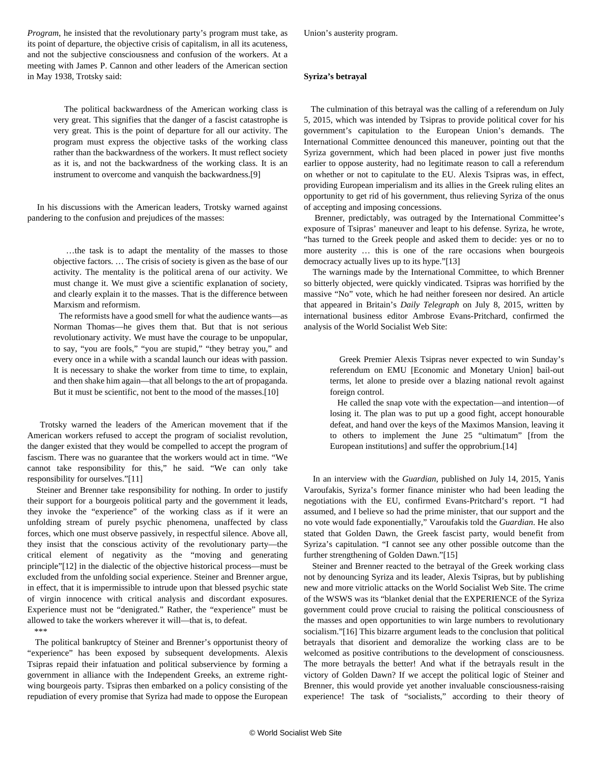*Program*, he insisted that the revolutionary party's program must take, as its point of departure, the objective crisis of capitalism, in all its acuteness, and not the subjective consciousness and confusion of the workers. At a meeting with James P. Cannon and other leaders of the American section in May 1938, Trotsky said:

> The political backwardness of the American working class is very great. This signifies that the danger of a fascist catastrophe is very great. This is the point of departure for all our activity. The program must express the objective tasks of the working class rather than the backwardness of the workers. It must reflect society as it is, and not the backwardness of the working class. It is an instrument to overcome and vanquish the backwardness.[9]

In his discussions with the American leaders, Trotsky warned against pandering to the confusion and prejudices of the masses:

> …the task is to adapt the mentality of the masses to those objective factors. … The crisis of society is given as the base of our activity. The mentality is the political arena of our activity. We must change it. We must give a scientific explanation of society, and clearly explain it to the masses. That is the difference between Marxism and reformism.
>
> The reformists have a good smell for what the audience wants—as Norman Thomas—he gives them that. But that is not serious revolutionary activity. We must have the courage to be unpopular, to say, "you are fools," "you are stupid," "they betray you," and every once in a while with a scandal launch our ideas with passion. It is necessary to shake the worker from time to time, to explain, and then shake him again—that all belongs to the art of propaganda. But it must be scientific, not bent to the mood of the masses.[10]

Trotsky warned the leaders of the American movement that if the American workers refused to accept the program of socialist revolution, the danger existed that they would be compelled to accept the program of fascism. There was no guarantee that the workers would act in time. "We cannot take responsibility for this," he said. "We can only take responsibility for ourselves."[11]

Steiner and Brenner take responsibility for nothing. In order to justify their support for a bourgeois political party and the government it leads, they invoke the "experience" of the working class as if it were an unfolding stream of purely psychic phenomena, unaffected by class forces, which one must observe passively, in respectful silence. Above all, they insist that the conscious activity of the revolutionary party—the critical element of negativity as the "moving and generating principle"[12] in the dialectic of the objective historical process—must be excluded from the unfolding social experience. Steiner and Brenner argue, in effect, that it is impermissible to intrude upon that blessed psychic state of virgin innocence with critical analysis and discordant exposures. Experience must not be "denigrated." Rather, the "experience" must be allowed to take the workers wherever it will—that is, to defeat.

\*\*\*

The political bankruptcy of Steiner and Brenner's opportunist theory of "experience" has been exposed by subsequent developments. Alexis Tsipras repaid their infatuation and political subservience by forming a government in alliance with the Independent Greeks, an extreme right-wing bourgeois party. Tsipras then embarked on a policy consisting of the repudiation of every promise that Syriza had made to oppose the European Union's austerity program.

**Syriza's betrayal**

The culmination of this betrayal was the calling of a referendum on July 5, 2015, which was intended by Tsipras to provide political cover for his government's capitulation to the European Union's demands. The International Committee denounced this maneuver, pointing out that the Syriza government, which had been placed in power just five months earlier to oppose austerity, had no legitimate reason to call a referendum on whether or not to capitulate to the EU. Alexis Tsipras was, in effect, providing European imperialism and its allies in the Greek ruling elites an opportunity to get rid of his government, thus relieving Syriza of the onus of accepting and imposing concessions.

Brenner, predictably, was outraged by the International Committee's exposure of Tsipras' maneuver and leapt to his defense. Syriza, he wrote, "has turned to the Greek people and asked them to decide: yes or no to more austerity … this is one of the rare occasions when bourgeois democracy actually lives up to its hype."[13]

The warnings made by the International Committee, to which Brenner so bitterly objected, were quickly vindicated. Tsipras was horrified by the massive "No" vote, which he had neither foreseen nor desired. An article that appeared in Britain's *Daily Telegraph* on July 8, 2015, written by international business editor Ambrose Evans-Pritchard, confirmed the analysis of the World Socialist Web Site:

> Greek Premier Alexis Tsipras never expected to win Sunday's referendum on EMU [Economic and Monetary Union] bail-out terms, let alone to preside over a blazing national revolt against foreign control.
>
> He called the snap vote with the expectation—and intention—of losing it. The plan was to put up a good fight, accept honourable defeat, and hand over the keys of the Maximos Mansion, leaving it to others to implement the June 25 "ultimatum" [from the European institutions] and suffer the opprobrium.[14]

In an interview with the *Guardian*, published on July 14, 2015, Yanis Varoufakis, Syriza's former finance minister who had been leading the negotiations with the EU, confirmed Evans-Pritchard's report. "I had assumed, and I believe so had the prime minister, that our support and the no vote would fade exponentially," Varoufakis told the *Guardian*. He also stated that Golden Dawn, the Greek fascist party, would benefit from Syriza's capitulation. "I cannot see any other possible outcome than the further strengthening of Golden Dawn."[15]

Steiner and Brenner reacted to the betrayal of the Greek working class not by denouncing Syriza and its leader, Alexis Tsipras, but by publishing new and more vitriolic attacks on the World Socialist Web Site. The crime of the WSWS was its "blanket denial that the EXPERIENCE of the Syriza government could prove crucial to raising the political consciousness of the masses and open opportunities to win large numbers to revolutionary socialism."[16] This bizarre argument leads to the conclusion that political betrayals that disorient and demoralize the working class are to be welcomed as positive contributions to the development of consciousness. The more betrayals the better! And what if the betrayals result in the victory of Golden Dawn? If we accept the political logic of Steiner and Brenner, this would provide yet another invaluable consciousness-raising experience! The task of "socialists," according to their theory of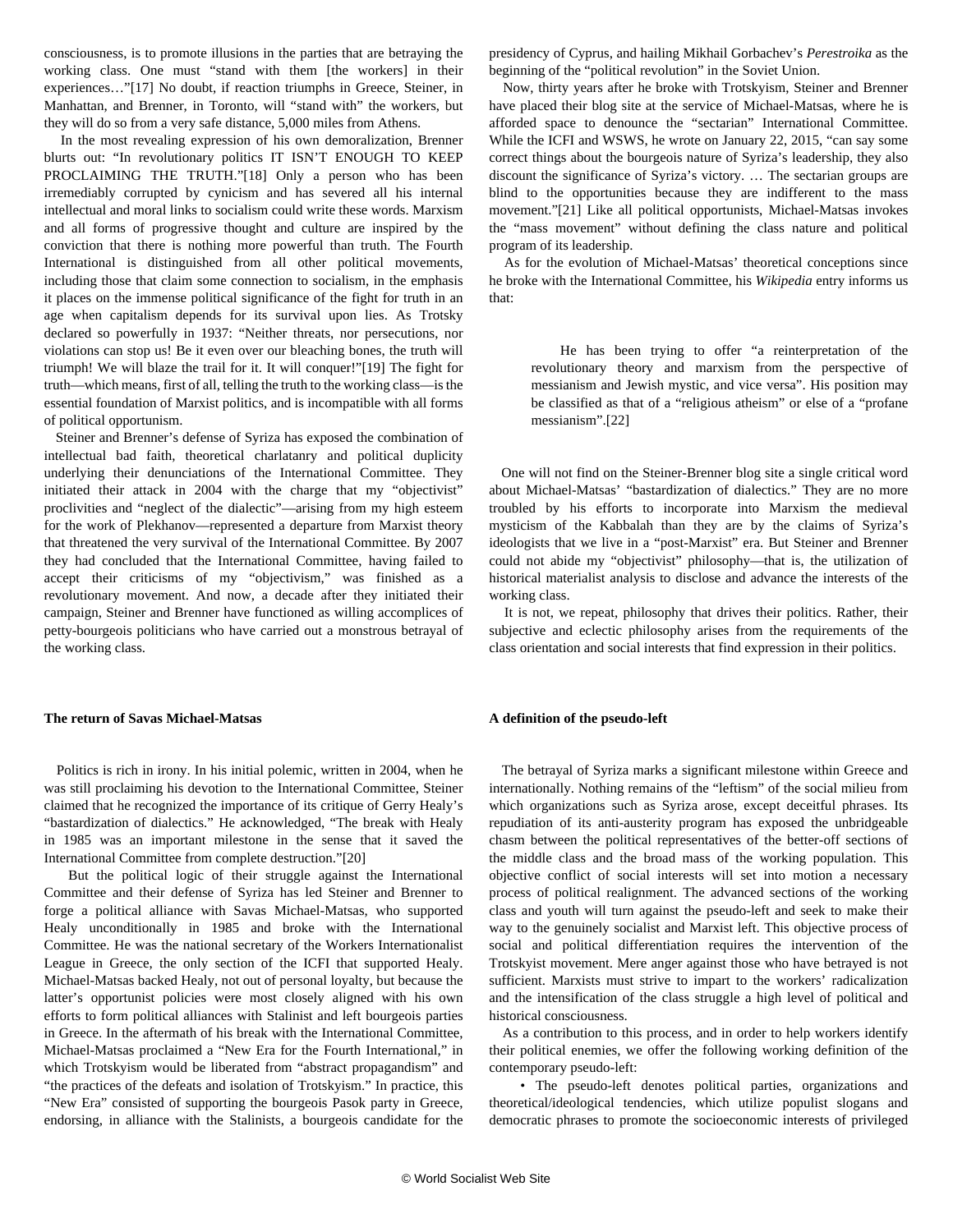consciousness, is to promote illusions in the parties that are betraying the working class. One must "stand with them [the workers] in their experiences…"[17] No doubt, if reaction triumphs in Greece, Steiner, in Manhattan, and Brenner, in Toronto, will "stand with" the workers, but they will do so from a very safe distance, 5,000 miles from Athens.

In the most revealing expression of his own demoralization, Brenner blurts out: "In revolutionary politics IT ISN'T ENOUGH TO KEEP PROCLAIMING THE TRUTH."[18] Only a person who has been irremediably corrupted by cynicism and has severed all his internal intellectual and moral links to socialism could write these words. Marxism and all forms of progressive thought and culture are inspired by the conviction that there is nothing more powerful than truth. The Fourth International is distinguished from all other political movements, including those that claim some connection to socialism, in the emphasis it places on the immense political significance of the fight for truth in an age when capitalism depends for its survival upon lies. As Trotsky declared so powerfully in 1937: "Neither threats, nor persecutions, nor violations can stop us! Be it even over our bleaching bones, the truth will triumph! We will blaze the trail for it. It will conquer!"[19] The fight for truth—which means, first of all, telling the truth to the working class—is the essential foundation of Marxist politics, and is incompatible with all forms of political opportunism.

Steiner and Brenner's defense of Syriza has exposed the combination of intellectual bad faith, theoretical charlatanry and political duplicity underlying their denunciations of the International Committee. They initiated their attack in 2004 with the charge that my "objectivist" proclivities and "neglect of the dialectic"—arising from my high esteem for the work of Plekhanov—represented a departure from Marxist theory that threatened the very survival of the International Committee. By 2007 they had concluded that the International Committee, having failed to accept their criticisms of my "objectivism," was finished as a revolutionary movement. And now, a decade after they initiated their campaign, Steiner and Brenner have functioned as willing accomplices of petty-bourgeois politicians who have carried out a monstrous betrayal of the working class.

**The return of Savas Michael-Matsas**

Politics is rich in irony. In his initial polemic, written in 2004, when he was still proclaiming his devotion to the International Committee, Steiner claimed that he recognized the importance of its critique of Gerry Healy's "bastardization of dialectics." He acknowledged, "The break with Healy in 1985 was an important milestone in the sense that it saved the International Committee from complete destruction."[20]

But the political logic of their struggle against the International Committee and their defense of Syriza has led Steiner and Brenner to forge a political alliance with Savas Michael-Matsas, who supported Healy unconditionally in 1985 and broke with the International Committee. He was the national secretary of the Workers Internationalist League in Greece, the only section of the ICFI that supported Healy. Michael-Matsas backed Healy, not out of personal loyalty, but because the latter's opportunist policies were most closely aligned with his own efforts to form political alliances with Stalinist and left bourgeois parties in Greece. In the aftermath of his break with the International Committee, Michael-Matsas proclaimed a "New Era for the Fourth International," in which Trotskyism would be liberated from "abstract propagandism" and "the practices of the defeats and isolation of Trotskyism." In practice, this "New Era" consisted of supporting the bourgeois Pasok party in Greece, endorsing, in alliance with the Stalinists, a bourgeois candidate for the presidency of Cyprus, and hailing Mikhail Gorbachev's *Perestroika* as the beginning of the "political revolution" in the Soviet Union.

Now, thirty years after he broke with Trotskyism, Steiner and Brenner have placed their blog site at the service of Michael-Matsas, where he is afforded space to denounce the "sectarian" International Committee. While the ICFI and WSWS, he wrote on January 22, 2015, "can say some correct things about the bourgeois nature of Syriza's leadership, they also discount the significance of Syriza's victory. … The sectarian groups are blind to the opportunities because they are indifferent to the mass movement."[21] Like all political opportunists, Michael-Matsas invokes the "mass movement" without defining the class nature and political program of its leadership.

As for the evolution of Michael-Matsas' theoretical conceptions since he broke with the International Committee, his *Wikipedia* entry informs us that:

> He has been trying to offer "a reinterpretation of the revolutionary theory and marxism from the perspective of messianism and Jewish mystic, and vice versa". His position may be classified as that of a "religious atheism" or else of a "profane messianism".[22]

One will not find on the Steiner-Brenner blog site a single critical word about Michael-Matsas' "bastardization of dialectics." They are no more troubled by his efforts to incorporate into Marxism the medieval mysticism of the Kabbalah than they are by the claims of Syriza's ideologists that we live in a "post-Marxist" era. But Steiner and Brenner could not abide my "objectivist" philosophy—that is, the utilization of historical materialist analysis to disclose and advance the interests of the working class.

It is not, we repeat, philosophy that drives their politics. Rather, their subjective and eclectic philosophy arises from the requirements of the class orientation and social interests that find expression in their politics.

**A definition of the pseudo-left**

The betrayal of Syriza marks a significant milestone within Greece and internationally. Nothing remains of the "leftism" of the social milieu from which organizations such as Syriza arose, except deceitful phrases. Its repudiation of its anti-austerity program has exposed the unbridgeable chasm between the political representatives of the better-off sections of the middle class and the broad mass of the working population. This objective conflict of social interests will set into motion a necessary process of political realignment. The advanced sections of the working class and youth will turn against the pseudo-left and seek to make their way to the genuinely socialist and Marxist left. This objective process of social and political differentiation requires the intervention of the Trotskyist movement. Mere anger against those who have betrayed is not sufficient. Marxists must strive to impart to the workers' radicalization and the intensification of the class struggle a high level of political and historical consciousness.

As a contribution to this process, and in order to help workers identify their political enemies, we offer the following working definition of the contemporary pseudo-left:

- The pseudo-left denotes political parties, organizations and theoretical/ideological tendencies, which utilize populist slogans and democratic phrases to promote the socioeconomic interests of privileged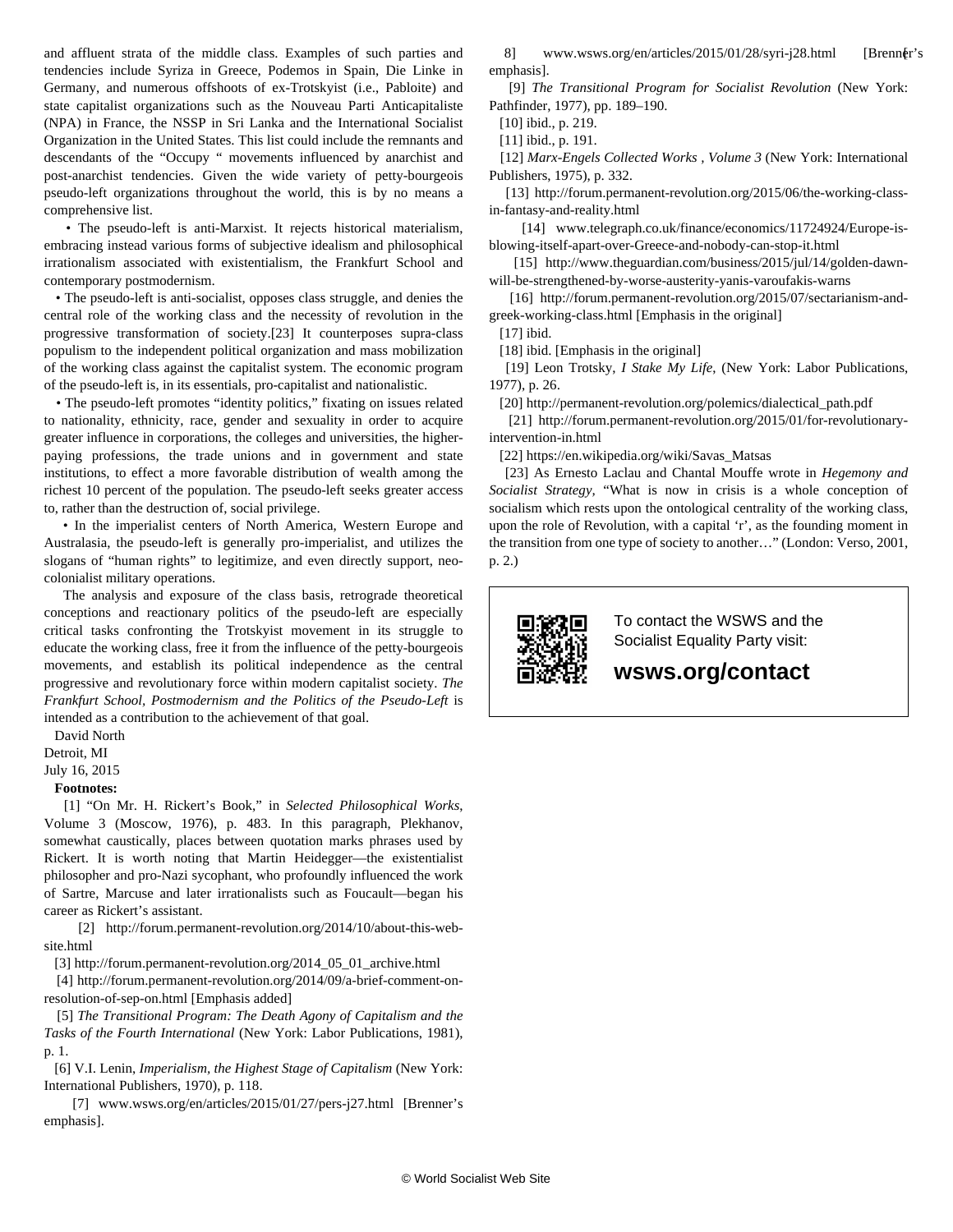and affluent strata of the middle class. Examples of such parties and tendencies include Syriza in Greece, Podemos in Spain, Die Linke in Germany, and numerous offshoots of ex-Trotskyist (i.e., Pabloite) and state capitalist organizations such as the Nouveau Parti Anticapitaliste (NPA) in France, the NSSP in Sri Lanka and the International Socialist Organization in the United States. This list could include the remnants and descendants of the "Occupy " movements influenced by anarchist and post-anarchist tendencies. Given the wide variety of petty-bourgeois pseudo-left organizations throughout the world, this is by no means a comprehensive list.

• The pseudo-left is anti-Marxist. It rejects historical materialism, embracing instead various forms of subjective idealism and philosophical irrationalism associated with existentialism, the Frankfurt School and contemporary postmodernism.

• The pseudo-left is anti-socialist, opposes class struggle, and denies the central role of the working class and the necessity of revolution in the progressive transformation of society.[23] It counterposes supra-class populism to the independent political organization and mass mobilization of the working class against the capitalist system. The economic program of the pseudo-left is, in its essentials, pro-capitalist and nationalistic.

• The pseudo-left promotes "identity politics," fixating on issues related to nationality, ethnicity, race, gender and sexuality in order to acquire greater influence in corporations, the colleges and universities, the higher-paying professions, the trade unions and in government and state institutions, to effect a more favorable distribution of wealth among the richest 10 percent of the population. The pseudo-left seeks greater access to, rather than the destruction of, social privilege.

• In the imperialist centers of North America, Western Europe and Australasia, the pseudo-left is generally pro-imperialist, and utilizes the slogans of "human rights" to legitimize, and even directly support, neo-colonialist military operations.

The analysis and exposure of the class basis, retrograde theoretical conceptions and reactionary politics of the pseudo-left are especially critical tasks confronting the Trotskyist movement in its struggle to educate the working class, free it from the influence of the petty-bourgeois movements, and establish its political independence as the central progressive and revolutionary force within modern capitalist society. *The Frankfurt School, Postmodernism and the Politics of the Pseudo-Left* is intended as a contribution to the achievement of that goal.

David North
Detroit, MI
July 16, 2015

**Footnotes:**

[1] "On Mr. H. Rickert's Book," in *Selected Philosophical Works*, Volume 3 (Moscow, 1976), p. 483. In this paragraph, Plekhanov, somewhat caustically, places between quotation marks phrases used by Rickert. It is worth noting that Martin Heidegger—the existentialist philosopher and pro-Nazi sycophant, who profoundly influenced the work of Sartre, Marcuse and later irrationalists such as Foucault—began his career as Rickert's assistant.

[2] http://forum.permanent-revolution.org/2014/10/about-this-web-site.html

[3] http://forum.permanent-revolution.org/2014_05_01_archive.html

[4] http://forum.permanent-revolution.org/2014/09/a-brief-comment-on-resolution-of-sep-on.html [Emphasis added]

[5] *The Transitional Program: The Death Agony of Capitalism and the Tasks of the Fourth International* (New York: Labor Publications, 1981), p. 1.

[6] V.I. Lenin, *Imperialism, the Highest Stage of Capitalism* (New York: International Publishers, 1970), p. 118.

[7] www.wsws.org/en/articles/2015/01/27/pers-j27.html [Brenner's emphasis].

[8] www.wsws.org/en/articles/2015/01/28/syri-j28.html [Brenner's emphasis].

[9] *The Transitional Program for Socialist Revolution* (New York: Pathfinder, 1977), pp. 189–190.

[10] ibid., p. 219.

[11] ibid., p. 191.

[12] *Marx-Engels Collected Works , Volume 3* (New York: International Publishers, 1975), p. 332.

[13] http://forum.permanent-revolution.org/2015/06/the-working-class-in-fantasy-and-reality.html

[14] www.telegraph.co.uk/finance/economics/11724924/Europe-is-blowing-itself-apart-over-Greece-and-nobody-can-stop-it.html

[15] http://www.theguardian.com/business/2015/jul/14/golden-dawn-will-be-strengthened-by-worse-austerity-yanis-varoufakis-warns

[16] http://forum.permanent-revolution.org/2015/07/sectarianism-and-greek-working-class.html [Emphasis in the original]

[17] ibid.

[18] ibid. [Emphasis in the original]

[19] Leon Trotsky, *I Stake My Life*, (New York: Labor Publications, 1977), p. 26.

[20] http://permanent-revolution.org/polemics/dialectical_path.pdf

[21] http://forum.permanent-revolution.org/2015/01/for-revolutionary-intervention-in.html

[22] https://en.wikipedia.org/wiki/Savas_Matsas

[23] As Ernesto Laclau and Chantal Mouffe wrote in *Hegemony and Socialist Strategy*, "What is now in crisis is a whole conception of socialism which rests upon the ontological centrality of the working class, upon the role of Revolution, with a capital 'r', as the founding moment in the transition from one type of society to another…" (London: Verso, 2001, p. 2.)

To contact the WSWS and the Socialist Equality Party visit:

**wsws.org/contact**